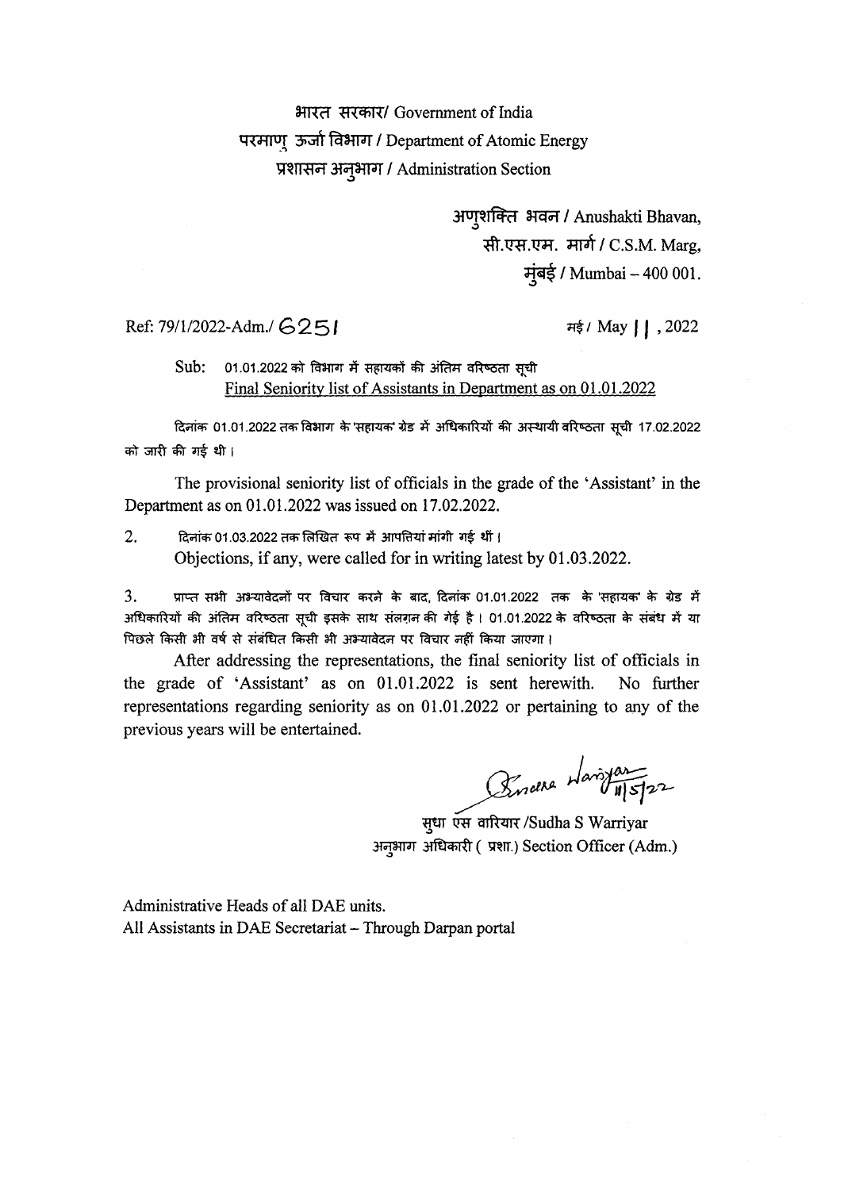भारत सरकार/ Government of India
परमाणु ऊर्जा विभाग / Department of Atomic Energy
प्रशासन अनुभाग / Administration Section

अणुशक्ति भवन / Anushakti Bhavan,
सी.एस.एम. मार्ग / C.S.M. Marg,
मुंबई / Mumbai – 400 001.

Ref: 79/1/2022-Adm./ 6251

मई / May 11, 2022

Sub: 01.01.2022 को विभाग में सहायकों की अंतिम वरिष्ठता सूची
Final Seniority list of Assistants in Department as on 01.01.2022

दिनांक 01.01.2022 तक विभाग के 'सहायक' ग्रेड में अधिकारियों की अस्थायी वरिष्ठता सूची 17.02.2022 को जारी की गई थी।

The provisional seniority list of officials in the grade of the 'Assistant' in the Department as on 01.01.2022 was issued on 17.02.2022.

2. दिनांक 01.03.2022 तक लिखित रूप में आपत्तियां मांगी गई थीं।
Objections, if any, were called for in writing latest by 01.03.2022.

3. प्राप्त सभी अभ्यावेदनों पर विचार करने के बाद, दिनांक 01.01.2022 तक के 'सहायक' के ग्रेड में अधिकारियों की अंतिम वरिष्ठता सूची इसके साथ संलग्न की गई है। 01.01.2022 के वरिष्ठता के संबंध में या पिछले किसी भी वर्ष से संबंधित किसी भी अभ्यावेदन पर विचार नहीं किया जाएगा।

After addressing the representations, the final seniority list of officials in the grade of 'Assistant' as on 01.01.2022 is sent herewith. No further representations regarding seniority as on 01.01.2022 or pertaining to any of the previous years will be entertained.

सुधा एस वारियार /Sudha S Warriyar
अनुभाग अधिकारी ( प्रशा.) Section Officer (Adm.)

Administrative Heads of all DAE units.
All Assistants in DAE Secretariat – Through Darpan portal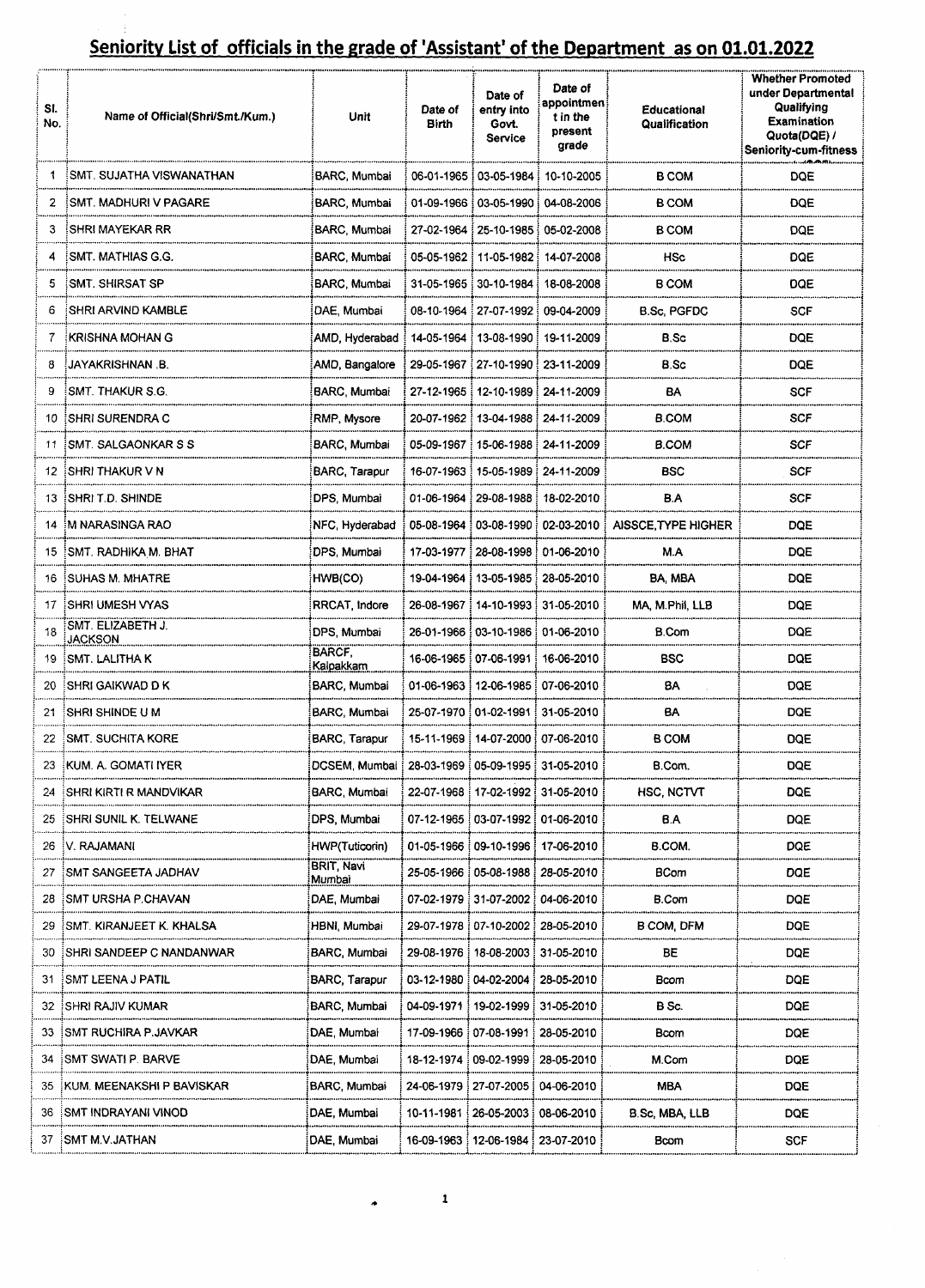# Seniority List of officials in the grade of 'Assistant' of the Department as on 01.01.2022

| Sl. No. | Name of Official(Shri/Smt./Kum.) | Unit | Date of Birth | Date of entry into Govt. Service | Date of appointment in the present grade | Educational Qualification | Whether Promoted under Departmental Qualifying Examination Quota(DQE) / Seniority-cum-fitness |
|---|---|---|---|---|---|---|---|
| 1 | SMT. SUJATHA VISWANATHAN | BARC, Mumbai | 06-01-1965 | 03-05-1984 | 10-10-2005 | B COM | DQE |
| 2 | SMT. MADHURI V PAGARE | BARC, Mumbai | 01-09-1966 | 03-05-1990 | 04-08-2006 | B COM | DQE |
| 3 | SHRI MAYEKAR RR | BARC, Mumbai | 27-02-1964 | 25-10-1985 | 05-02-2008 | B COM | DQE |
| 4 | SMT. MATHIAS G.G. | BARC, Mumbai | 05-05-1962 | 11-05-1982 | 14-07-2008 | HSc | DQE |
| 5 | SMT. SHIRSAT SP | BARC, Mumbai | 31-05-1965 | 30-10-1984 | 18-08-2008 | B COM | DQE |
| 6 | SHRI ARVIND KAMBLE | DAE, Mumbai | 08-10-1964 | 27-07-1992 | 09-04-2009 | B.Sc, PGFDC | SCF |
| 7 | KRISHNA MOHAN G | AMD, Hyderabad | 14-05-1964 | 13-08-1990 | 19-11-2009 | B.Sc | DQE |
| 8 | JAYAKRISHNAN .B. | AMD, Bangalore | 29-05-1967 | 27-10-1990 | 23-11-2009 | B.Sc | DQE |
| 9 | SMT. THAKUR S.G. | BARC, Mumbai | 27-12-1965 | 12-10-1989 | 24-11-2009 | BA | SCF |
| 10 | SHRI SURENDRA C | RMP, Mysore | 20-07-1962 | 13-04-1988 | 24-11-2009 | B.COM | SCF |
| 11 | SMT. SALGAONKAR S S | BARC, Mumbai | 05-09-1967 | 15-06-1988 | 24-11-2009 | B.COM | SCF |
| 12 | SHRI THAKUR V N | BARC, Tarapur | 16-07-1963 | 15-05-1989 | 24-11-2009 | BSC | SCF |
| 13 | SHRI T.D. SHINDE | DPS, Mumbai | 01-06-1964 | 29-08-1988 | 18-02-2010 | B.A | SCF |
| 14 | M NARASINGA RAO | NFC, Hyderabad | 05-08-1964 | 03-08-1990 | 02-03-2010 | AISSCE,TYPE HIGHER | DQE |
| 15 | SMT. RADHIKA M. BHAT | DPS, Mumbai | 17-03-1977 | 28-08-1998 | 01-06-2010 | M.A | DQE |
| 16 | SUHAS M. MHATRE | HWB(CO) | 19-04-1964 | 13-05-1985 | 28-05-2010 | BA, MBA | DQE |
| 17 | SHRI UMESH VYAS | RRCAT, Indore | 26-08-1967 | 14-10-1993 | 31-05-2010 | MA, M.Phil, LLB | DQE |
| 18 | SMT. ELIZABETH J. JACKSON | DPS, Mumbai | 26-01-1966 | 03-10-1986 | 01-06-2010 | B.Com | DQE |
| 19 | SMT. LALITHA K | BARCF, Kalpakkam | 16-06-1965 | 07-06-1991 | 16-06-2010 | BSC | DQE |
| 20 | SHRI GAIKWAD D K | BARC, Mumbai | 01-06-1963 | 12-06-1985 | 07-06-2010 | BA | DQE |
| 21 | SHRI SHINDE U M | BARC, Mumbai | 25-07-1970 | 01-02-1991 | 31-05-2010 | BA | DQE |
| 22 | SMT. SUCHITA KORE | BARC, Tarapur | 15-11-1969 | 14-07-2000 | 07-06-2010 | B COM | DQE |
| 23 | KUM. A. GOMATI IYER | DCSEM, Mumbai | 28-03-1969 | 05-09-1995 | 31-05-2010 | B.Com. | DQE |
| 24 | SHRI KIRTI R MANDVIKAR | BARC, Mumbai | 22-07-1968 | 17-02-1992 | 31-05-2010 | HSC, NCTVT | DQE |
| 25 | SHRI SUNIL K. TELWANE | DPS, Mumbai | 07-12-1965 | 03-07-1992 | 01-06-2010 | B.A | DQE |
| 26 | V. RAJAMANI | HWP(Tuticorin) | 01-05-1966 | 09-10-1996 | 17-06-2010 | B.COM. | DQE |
| 27 | SMT SANGEETA JADHAV | BRIT, Navi Mumbai | 25-05-1966 | 05-08-1988 | 28-05-2010 | BCom | DQE |
| 28 | SMT URSHA P.CHAVAN | DAE, Mumbai | 07-02-1979 | 31-07-2002 | 04-06-2010 | B.Com | DQE |
| 29 | SMT. KIRANJEET K. KHALSA | HBNI, Mumbai | 29-07-1978 | 07-10-2002 | 28-05-2010 | B COM, DFM | DQE |
| 30 | SHRI SANDEEP C NANDANWAR | BARC, Mumbai | 29-08-1976 | 18-08-2003 | 31-05-2010 | BE | DQE |
| 31 | SMT LEENA J PATIL | BARC, Tarapur | 03-12-1980 | 04-02-2004 | 28-05-2010 | Bcom | DQE |
| 32 | SHRI RAJIV KUMAR | BARC, Mumbai | 04-09-1971 | 19-02-1999 | 31-05-2010 | B Sc. | DQE |
| 33 | SMT RUCHIRA P.JAVKAR | DAE, Mumbai | 17-09-1966 | 07-08-1991 | 28-05-2010 | Bcom | DQE |
| 34 | SMT SWATI P. BARVE | DAE, Mumbai | 18-12-1974 | 09-02-1999 | 28-05-2010 | M.Com | DQE |
| 35 | KUM. MEENAKSHI P BAVISKAR | BARC, Mumbai | 24-06-1979 | 27-07-2005 | 04-06-2010 | MBA | DQE |
| 36 | SMT INDRAYANI VINOD | DAE, Mumbai | 10-11-1981 | 26-05-2003 | 08-06-2010 | B.Sc, MBA, LLB | DQE |
| 37 | SMT M.V.JATHAN | DAE, Mumbai | 16-09-1963 | 12-06-1984 | 23-07-2010 | Bcom | SCF |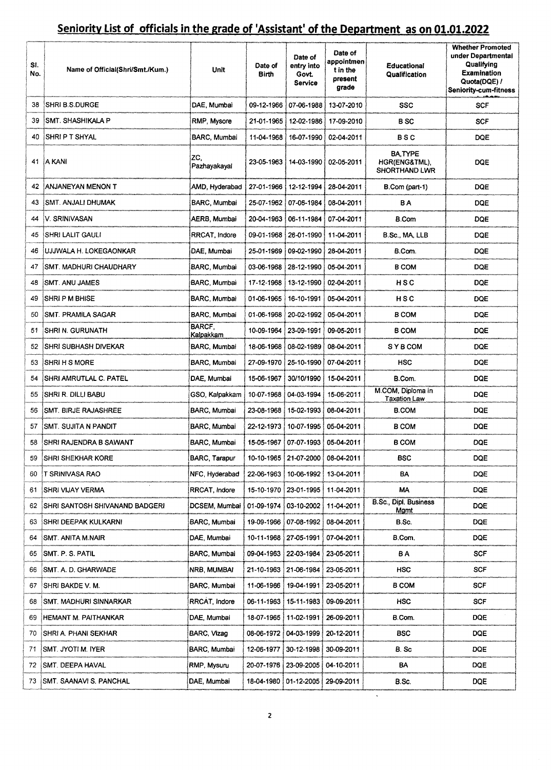## Seniority List of officials in the grade of 'Assistant' of the Department as on 01.01.2022

| Sl. No. | Name of Official(Shri/Smt./Kum.) | Unit | Date of Birth | Date of entry into Govt. Service | Date of appointment in the present grade | Educational Qualification | Whether Promoted under Departmental Qualifying Examination Quota(DQE) / Seniority-cum-fitness |
|---|---|---|---|---|---|---|---|
| 38 | SHRI B.S.DURGE | DAE, Mumbai | 09-12-1966 | 07-06-1988 | 13-07-2010 | SSC | SCF |
| 39 | SMT. SHASHIKALA P | RMP, Mysore | 21-01-1965 | 12-02-1986 | 17-09-2010 | B SC | SCF |
| 40 | SHRI P T SHYAL | BARC, Mumbai | 11-04-1968 | 16-07-1990 | 02-04-2011 | B S C | DQE |
| 41 | A KANI | ZC, Pazhayakayal | 23-05-1963 | 14-03-1990 | 02-05-2011 | BA,TYPE HGR(ENG&TML), SHORTHAND LWR | DQE |
| 42 | ANJANEYAN MENON T | AMD, Hyderabad | 27-01-1966 | 12-12-1994 | 28-04-2011 | B.Com (part-1) | DQE |
| 43 | SMT. ANJALI DHUMAK | BARC, Mumbai | 25-07-1962 | 07-06-1984 | 08-04-2011 | B A | DQE |
| 44 | V. SRINIVASAN | AERB, Mumbai | 20-04-1963 | 06-11-1984 | 07-04-2011 | B.Com | DQE |
| 45 | SHRI LALIT GAULI | RRCAT, Indore | 09-01-1968 | 26-01-1990 | 11-04-2011 | B.Sc., MA, LLB | DQE |
| 46 | UJJWALA H. LOKEGAONKAR | DAE, Mumbai | 25-01-1969 | 09-02-1990 | 28-04-2011 | B.Com. | DQE |
| 47 | SMT. MADHURI CHAUDHARY | BARC, Mumbai | 03-06-1968 | 28-12-1990 | 05-04-2011 | B COM | DQE |
| 48 | SMT. ANU JAMES | BARC, Mumbai | 17-12-1968 | 13-12-1990 | 02-04-2011 | H S C | DQE |
| 49 | SHRI P M BHISE | BARC, Mumbai | 01-06-1965 | 16-10-1991 | 05-04-2011 | H S C | DQE |
| 50 | SMT. PRAMILA SAGAR | BARC, Mumbai | 01-06-1968 | 20-02-1992 | 05-04-2011 | B COM | DQE |
| 51 | SHRI N. GURUNATH | BARCF, Kalpakkam | 10-09-1964 | 23-09-1991 | 09-05-2011 | B COM | DQE |
| 52 | SHRI SUBHASH DIVEKAR | BARC, Mumbai | 18-06-1968 | 08-02-1989 | 08-04-2011 | S Y B COM | DQE |
| 53 | SHRI H S MORE | BARC, Mumbai | 27-09-1970 | 25-10-1990 | 07-04-2011 | HSC | DQE |
| 54 | SHRI AMRUTLAL C. PATEL | DAE, Mumbai | 15-06-1967 | 30/10/1990 | 15-04-2011 | B.Com. | DQE |
| 55 | SHRI R. DILLI BABU | GSO, Kalpakkam | 10-07-1968 | 04-03-1994 | 15-06-2011 | M.COM, Diploma in Taxation Law | DQE |
| 56 | SMT. BIRJE RAJASHREE | BARC, Mumbai | 23-08-1968 | 15-02-1993 | 08-04-2011 | B.COM | DQE |
| 57 | SMT. SUJITA N PANDIT | BARC, Mumbai | 22-12-1973 | 10-07-1995 | 05-04-2011 | B COM | DQE |
| 58 | SHRI RAJENDRA B SAWANT | BARC, Mumbai | 15-05-1967 | 07-07-1993 | 05-04-2011 | B COM | DQE |
| 59 | SHRI SHEKHAR KORE | BARC, Tarapur | 10-10-1965 | 21-07-2000 | 08-04-2011 | BSC | DQE |
| 60 | T SRINIVASA RAO | NFC, Hyderabad | 22-06-1963 | 10-06-1992 | 13-04-2011 | BA | DQE |
| 61 | SHRI VIJAY VERMA | RRCAT, Indore | 15-10-1970 | 23-01-1995 | 11-04-2011 | MA | DQE |
| 62 | SHRI SANTOSH SHIVANAND BADGERI | DCSEM, Mumbai | 01-09-1974 | 03-10-2002 | 11-04-2011 | B.Sc., Dipl. Business Mgmt | DQE |
| 63 | SHRI DEEPAK KULKARNI | BARC, Mumbai | 19-09-1966 | 07-08-1992 | 08-04-2011 | B.Sc. | DQE |
| 64 | SMT. ANITA M.NAIR | DAE, Mumbai | 10-11-1968 | 27-05-1991 | 07-04-2011 | B.Com. | DQE |
| 65 | SMT. P. S. PATIL | BARC, Mumbai | 09-04-1963 | 22-03-1984 | 23-05-2011 | B A | SCF |
| 66 | SMT. A. D. GHARWADE | NRB, MUMBAI | 21-10-1963 | 21-06-1984 | 23-05-2011 | HSC | SCF |
| 67 | SHRI BAKDE V. M. | BARC, Mumbai | 11-06-1966 | 19-04-1991 | 23-05-2011 | B COM | SCF |
| 68 | SMT. MADHURI SINNARKAR | RRCAT, Indore | 06-11-1963 | 15-11-1983 | 09-09-2011 | HSC | SCF |
| 69 | HEMANT M. PAITHANKAR | DAE, Mumbai | 18-07-1965 | 11-02-1991 | 26-09-2011 | B.Com. | DQE |
| 70 | SHRI A. PHANI SEKHAR | BARC, Vizag | 08-06-1972 | 04-03-1999 | 20-12-2011 | BSC | DQE |
| 71 | SMT. JYOTI M. IYER | BARC, Mumbai | 12-06-1977 | 30-12-1998 | 30-09-2011 | B. Sc | DQE |
| 72 | SMT. DEEPA HAVAL | RMP, Mysuru | 20-07-1976 | 23-09-2005 | 04-10-2011 | BA | DQE |
| 73 | SMT. SAANAVI S. PANCHAL | DAE, Mumbai | 18-04-1980 | 01-12-2005 | 29-09-2011 | B.Sc. | DQE |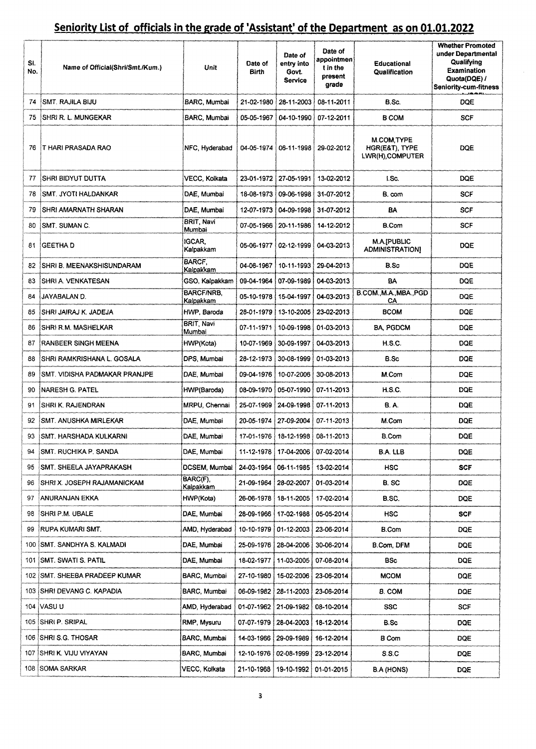## Seniority List of officials in the grade of 'Assistant' of the Department as on 01.01.2022

| Sl. No. | Name of Official(Shri/Smt./Kum.) | Unit | Date of Birth | Date of entry into Govt. Service | Date of appointment in the present grade | Educational Qualification | Whether Promoted under Departmental Qualifying Examination Quota(DQE) / Seniority-cum-fitness |
|---|---|---|---|---|---|---|---|
| 74 | SMT. RAJILA BIJU | BARC, Mumbai | 21-02-1980 | 28-11-2003 | 08-11-2011 | B.Sc. | DQE |
| 75 | SHRI R. L. MUNGEKAR | BARC, Mumbai | 05-05-1967 | 04-10-1990 | 07-12-2011 | B COM | SCF |
| 76 | T HARI PRASADA RAO | NFC, Hyderabad | 04-05-1974 | 06-11-1998 | 29-02-2012 | M.COM,TYPE HGR(E&T), TYPE LWR(H),COMPUTER | DQE |
| 77 | SHRI BIDYUT DUTTA | VECC, Kolkata | 23-01-1972 | 27-05-1991 | 13-02-2012 | I.Sc. | DQE |
| 78 | SMT. JYOTI HALDANKAR | DAE, Mumbai | 18-08-1973 | 09-06-1998 | 31-07-2012 | B. com | SCF |
| 79 | SHRI AMARNATH SHARAN | DAE, Mumbai | 12-07-1973 | 04-09-1998 | 31-07-2012 | BA | SCF |
| 80 | SMT. SUMAN C. | BRIT, Navi Mumbai | 07-05-1966 | 20-11-1986 | 14-12-2012 | B.Com | SCF |
| 81 | GEETHA D | IGCAR, Kalpakkam | 05-06-1977 | 02-12-1999 | 04-03-2013 | M.A.[PUBLIC ADMINISTRATION] | DQE |
| 82 | SHRI B. MEENAKSHISUNDARAM | BARCF, Kalpakkam | 04-06-1967 | 10-11-1993 | 29-04-2013 | B.Sc | DQE |
| 83 | SHRI A. VENKATESAN | GSO, Kalpakkam | 09-04-1964 | 07-09-1989 | 04-03-2013 | BA | DQE |
| 84 | JAYABALAN D. | BARCF/NRB, Kalpakkam | 05-10-1978 | 15-04-1997 | 04-03-2013 | B.COM.,M.A.,MBA.,PGD CA | DQE |
| 85 | SHRI JAIRAJ K. JADEJA | HWP, Baroda | 28-01-1979 | 13-10-2005 | 23-02-2013 | BCOM | DQE |
| 86 | SHRI R.M. MASHELKAR | BRIT, Navi Mumbai | 07-11-1971 | 10-09-1998 | 01-03-2013 | BA, PGDCM | DQE |
| 87 | RANBEER SINGH MEENA | HWP(Kota) | 10-07-1969 | 30-09-1997 | 04-03-2013 | H.S.C. | DQE |
| 88 | SHRI RAMKRISHANA L. GOSALA | DPS, Mumbai | 28-12-1973 | 30-08-1999 | 01-03-2013 | B.Sc | DQE |
| 89 | SMT. VIDISHA PADMAKAR PRANJPE | DAE, Mumbai | 09-04-1976 | 10-07-2006 | 30-08-2013 | M.Com | DQE |
| 90 | NARESH G. PATEL | HWP(Baroda) | 08-09-1970 | 05-07-1990 | 07-11-2013 | H.S.C. | DQE |
| 91 | SHRI K. RAJENDRAN | MRPU, Chennai | 25-07-1969 | 24-09-1998 | 07-11-2013 | B. A. | DQE |
| 92 | SMT. ANUSHKA MIRLEKAR | DAE, Mumbai | 20-05-1974 | 27-09-2004 | 07-11-2013 | M.Com | DQE |
| 93 | SMT. HARSHADA KULKARNI | DAE, Mumbai | 17-01-1976 | 18-12-1998 | 08-11-2013 | B.Com | DQE |
| 94 | SMT. RUCHIKA P. SANDA | DAE, Mumbai | 11-12-1978 | 17-04-2006 | 07-02-2014 | B.A. LLB | DQE |
| 95 | SMT. SHEELA JAYAPRAKASH | DCSEM, Mumbai | 24-03-1964 | 06-11-1985 | 13-02-2014 | HSC | SCF |
| 96 | SHRI X. JOSEPH RAJAMANICKAM | BARC(F), Kalpakkam | 21-09-1964 | 28-02-2007 | 01-03-2014 | B. SC | DQE |
| 97 | ANURANJAN EKKA | HWP(Kota) | 26-06-1978 | 18-11-2005 | 17-02-2014 | B.SC. | DQE |
| 98 | SHRI P.M. UBALE | DAE, Mumbai | 28-09-1966 | 17-02-1988 | 05-05-2014 | HSC | SCF |
| 99 | RUPA KUMARI SMT. | AMD, Hyderabad | 10-10-1979 | 01-12-2003 | 23-06-2014 | B.Com | DQE |
| 100 | SMT. SANDHYA S. KALMADI | DAE, Mumbai | 25-09-1976 | 28-04-2006 | 30-06-2014 | B.Com, DFM | DQE |
| 101 | SMT. SWATI S. PATIL | DAE, Mumbai | 18-02-1977 | 11-03-2005 | 07-08-2014 | BSc | DQE |
| 102 | SMT. SHEEBA PRADEEP KUMAR | BARC, Mumbai | 27-10-1980 | 15-02-2006 | 23-06-2014 | MCOM | DQE |
| 103 | SHRI DEVANG C. KAPADIA | BARC, Mumbai | 06-09-1982 | 28-11-2003 | 23-06-2014 | B. COM | DQE |
| 104 | VASU U | AMD, Hyderabad | 01-07-1962 | 21-09-1982 | 08-10-2014 | SSC | SCF |
| 105 | SHRI P. SRIPAL | RMP, Mysuru | 07-07-1979 | 28-04-2003 | 18-12-2014 | B.Sc | DQE |
| 106 | SHRI S.G. THOSAR | BARC, Mumbai | 14-03-1966 | 29-09-1989 | 16-12-2014 | B Com | DQE |
| 107 | SHRI K. VIJU VIYAYAN | BARC, Mumbai | 12-10-1976 | 02-08-1999 | 23-12-2014 | S.S.C | DQE |
| 108 | SOMA SARKAR | VECC, Kolkata | 21-10-1968 | 19-10-1992 | 01-01-2015 | B.A (HONS) | DQE |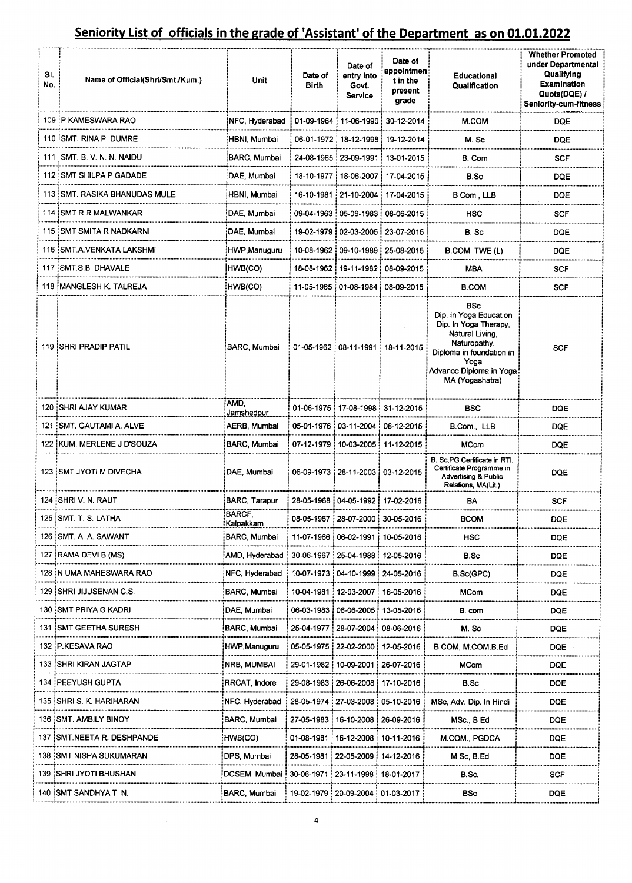## Seniority List of officials in the grade of 'Assistant' of the Department as on 01.01.2022

| Sl. No. | Name of Official(Shri/Smt./Kum.) | Unit | Date of Birth | Date of entry into Govt. Service | Date of appointment in the present grade | Educational Qualification | Whether Promoted under Departmental Qualifying Examination Quota(DQE) / Seniority-cum-fitness |
|---|---|---|---|---|---|---|---|
| 109 | P KAMESWARA RAO | NFC, Hyderabad | 01-09-1964 | 11-06-1990 | 30-12-2014 | M.COM | DQE |
| 110 | SMT. RINA P. DUMRE | HBNI, Mumbai | 06-01-1972 | 18-12-1998 | 19-12-2014 | M. Sc | DQE |
| 111 | SMT. B. V. N. N. NAIDU | BARC, Mumbai | 24-08-1965 | 23-09-1991 | 13-01-2015 | B. Com | SCF |
| 112 | SMT SHILPA P GADADE | DAE, Mumbai | 18-10-1977 | 18-06-2007 | 17-04-2015 | B.Sc | DQE |
| 113 | SMT. RASIKA BHANUDAS MULE | HBNI, Mumbai | 16-10-1981 | 21-10-2004 | 17-04-2015 | B Com., LLB | DQE |
| 114 | SMT R R MALWANKAR | DAE, Mumbai | 09-04-1963 | 05-09-1983 | 08-06-2015 | HSC | SCF |
| 115 | SMT SMITA R NADKARNI | DAE, Mumbai | 19-02-1979 | 02-03-2005 | 23-07-2015 | B. Sc | DQE |
| 116 | SMT.A.VENKATA LAKSHMI | HWP,Manuguru | 10-08-1962 | 09-10-1989 | 25-08-2015 | B.COM, TWE (L) | DQE |
| 117 | SMT.S.B. DHAVALE | HWB(CO) | 18-08-1962 | 19-11-1982 | 08-09-2015 | MBA | SCF |
| 118 | MANGLESH K. TALREJA | HWB(CO) | 11-05-1965 | 01-08-1984 | 08-09-2015 | B.COM | SCF |
| 119 | SHRI PRADIP PATIL | BARC, Mumbai | 01-05-1962 | 08-11-1991 | 18-11-2015 | BSc Dip. in Yoga Education Dip. In Yoga Therapy, Natural Living, Naturopathy. Diploma in foundation in Yoga Advance Diploma in Yoga MA (Yogashatra) | SCF |
| 120 | SHRI AJAY KUMAR | AMD, Jamshedpur | 01-06-1975 | 17-08-1998 | 31-12-2015 | BSC | DQE |
| 121 | SMT. GAUTAMI A. ALVE | AERB, Mumbai | 05-01-1976 | 03-11-2004 | 08-12-2015 | B.Com., LLB | DQE |
| 122 | KUM. MERLENE J D'SOUZA | BARC, Mumbai | 07-12-1979 | 10-03-2005 | 11-12-2015 | MCom | DQE |
| 123 | SMT JYOTI M DIVECHA | DAE, Mumbai | 06-09-1973 | 28-11-2003 | 03-12-2015 | B. Sc,PG Certificate in RTI, Certificate Programme in Advertising & Public Relations, MA(Lit.) | DQE |
| 124 | SHRI V. N. RAUT | BARC, Tarapur | 28-05-1968 | 04-05-1992 | 17-02-2016 | BA | SCF |
| 125 | SMT. T. S. LATHA | BARCF, Kalpakkam | 08-05-1967 | 28-07-2000 | 30-05-2016 | BCOM | DQE |
| 126 | SMT. A. A. SAWANT | BARC, Mumbai | 11-07-1966 | 06-02-1991 | 10-05-2016 | HSC | DQE |
| 127 | RAMA DEVI B (MS) | AMD, Hyderabad | 30-06-1967 | 25-04-1988 | 12-05-2016 | B.Sc | DQE |
| 128 | N.UMA MAHESWARA RAO | NFC, Hyderabad | 10-07-1973 | 04-10-1999 | 24-05-2016 | B.Sc(GPC) | DQE |
| 129 | SHRI JIJUSENAN C.S. | BARC, Mumbai | 10-04-1981 | 12-03-2007 | 16-05-2016 | MCom | DQE |
| 130 | SMT PRIYA G KADRI | DAE, Mumbai | 06-03-1983 | 06-06-2005 | 13-05-2016 | B. com | DQE |
| 131 | SMT GEETHA SURESH | BARC, Mumbai | 25-04-1977 | 28-07-2004 | 08-06-2016 | M. Sc | DQE |
| 132 | P.KESAVA RAO | HWP,Manuguru | 05-05-1975 | 22-02-2000 | 12-05-2016 | B.COM, M.COM,B.Ed | DQE |
| 133 | SHRI KIRAN JAGTAP | NRB, MUMBAI | 29-01-1982 | 10-09-2001 | 26-07-2016 | MCom | DQE |
| 134 | PEEYUSH GUPTA | RRCAT, Indore | 29-08-1983 | 26-06-2008 | 17-10-2016 | B.Sc | DQE |
| 135 | SHRI S. K. HARIHARAN | NFC, Hyderabad | 28-05-1974 | 27-03-2008 | 05-10-2016 | MSc, Adv. Dip. In Hindi | DQE |
| 136 | SMT. AMBILY BINOY | BARC, Mumbai | 27-05-1983 | 16-10-2008 | 26-09-2016 | MSc., B Ed | DQE |
| 137 | SMT.NEETA R. DESHPANDE | HWB(CO) | 01-08-1981 | 16-12-2008 | 10-11-2016 | M.COM., PGDCA | DQE |
| 138 | SMT NISHA SUKUMARAN | DPS, Mumbai | 28-05-1981 | 22-05-2009 | 14-12-2016 | M Sc, B.Ed | DQE |
| 139 | SHRI JYOTI BHUSHAN | DCSEM, Mumbai | 30-06-1971 | 23-11-1998 | 18-01-2017 | B.Sc. | SCF |
| 140 | SMT SANDHYA T. N. | BARC, Mumbai | 19-02-1979 | 20-09-2004 | 01-03-2017 | BSc | DQE |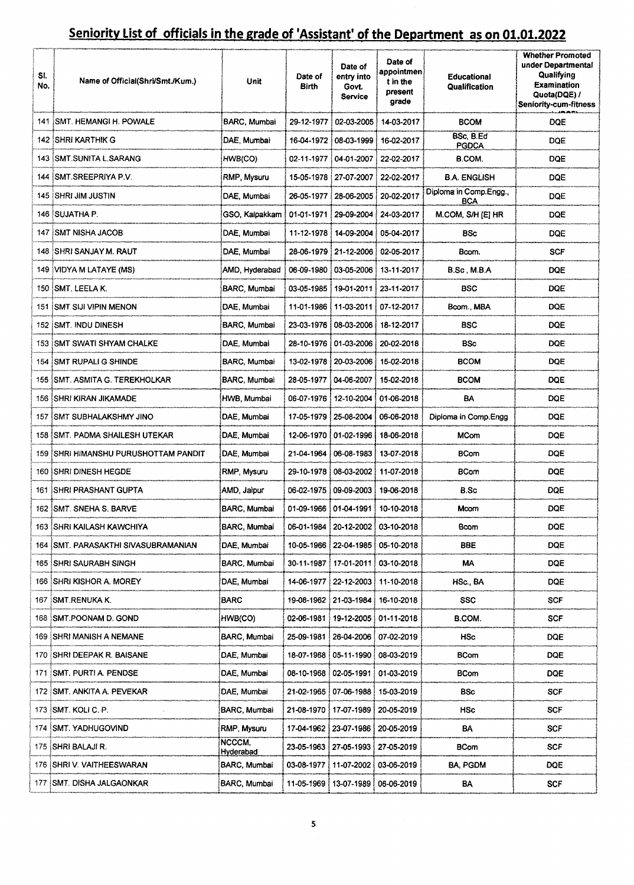# Seniority List of officials in the grade of 'Assistant' of the Department as on 01.01.2022

| Sl. No. | Name of Official(Shri/Smt./Kum.) | Unit | Date of Birth | Date of entry into Govt. Service | Date of appointment in the present grade | Educational Qualification | Whether Promoted under Departmental Qualifying Examination Quota(DQE) / Seniority-cum-fitness |
|---|---|---|---|---|---|---|---|
| 141 | SMT. HEMANGI H. POWALE | BARC, Mumbai | 29-12-1977 | 02-03-2005 | 14-03-2017 | BCOM | DQE |
| 142 | SHRI KARTHIK G | DAE, Mumbai | 16-04-1972 | 08-03-1999 | 16-02-2017 | BSc, B.Ed PGDCA | DQE |
| 143 | SMT.SUNITA L.SARANG | HWB(CO) | 02-11-1977 | 04-01-2007 | 22-02-2017 | B.COM. | DQE |
| 144 | SMT.SREEPRIYA P.V. | RMP, Mysuru | 15-05-1978 | 27-07-2007 | 22-02-2017 | B.A. ENGLISH | DQE |
| 145 | SHRI JIM JUSTIN | DAE, Mumbai | 26-05-1977 | 28-06-2005 | 20-02-2017 | Diploma in Comp.Engg., BCA | DQE |
| 146 | SUJATHA P. | GSO, Kalpakkam | 01-01-1971 | 29-09-2004 | 24-03-2017 | M.COM, S/H [E] HR | DQE |
| 147 | SMT NISHA JACOB | DAE, Mumbai | 11-12-1978 | 14-09-2004 | 05-04-2017 | BSc | DQE |
| 148 | SHRI SANJAY M. RAUT | DAE, Mumbai | 28-06-1979 | 21-12-2006 | 02-05-2017 | Bcom. | SCF |
| 149 | VIDYA M LATAYE (MS) | AMD, Hyderabad | 06-09-1980 | 03-05-2006 | 13-11-2017 | B.Sc , M.B.A | DQE |
| 150 | SMT. LEELA K. | BARC, Mumbai | 03-05-1985 | 19-01-2011 | 23-11-2017 | BSC | DQE |
| 151 | SMT SIJI VIPIN MENON | DAE, Mumbai | 11-01-1986 | 11-03-2011 | 07-12-2017 | Bcom., MBA | DQE |
| 152 | SMT. INDU DINESH | BARC, Mumbai | 23-03-1976 | 08-03-2006 | 18-12-2017 | BSC | DQE |
| 153 | SMT SWATI SHYAM CHALKE | DAE, Mumbai | 28-10-1976 | 01-03-2006 | 20-02-2018 | BSc | DQE |
| 154 | SMT RUPALI G SHINDE | BARC, Mumbai | 13-02-1978 | 20-03-2006 | 15-02-2018 | BCOM | DQE |
| 155 | SMT. ASMITA G. TEREKHOLKAR | BARC, Mumbai | 28-05-1977 | 04-06-2007 | 15-02-2018 | BCOM | DQE |
| 156 | SHRI KIRAN JIKAMADE | HWB, Mumbai | 06-07-1976 | 12-10-2004 | 01-06-2018 | BA | DQE |
| 157 | SMT SUBHALAKSHMY JINO | DAE, Mumbai | 17-05-1979 | 25-08-2004 | 06-06-2018 | Diploma in Comp.Engg | DQE |
| 158 | SMT. PADMA SHAILESH UTEKAR | DAE, Mumbai | 12-06-1970 | 01-02-1996 | 18-06-2018 | MCom | DQE |
| 159 | SHRI HIMANSHU PURUSHOTTAM PANDIT | DAE, Mumbai | 21-04-1964 | 06-08-1983 | 13-07-2018 | BCom | DQE |
| 160 | SHRI DINESH HEGDE | RMP, Mysuru | 29-10-1978 | 08-03-2002 | 11-07-2018 | BCom | DQE |
| 161 | SHRI PRASHANT GUPTA | AMD, Jaipur | 06-02-1975 | 09-09-2003 | 19-06-2018 | B.Sc | DQE |
| 162 | SMT. SNEHA S. BARVE | BARC, Mumbai | 01-09-1966 | 01-04-1991 | 10-10-2018 | Mcom | DQE |
| 163 | SHRI KAILASH KAWCHIYA | BARC, Mumbai | 06-01-1984 | 20-12-2002 | 03-10-2018 | Bcom | DQE |
| 164 | SMT. PARASAKTHI SIVASUBRAMANIAN | DAE, Mumbai | 10-05-1966 | 22-04-1985 | 05-10-2018 | BBE | DQE |
| 165 | SHRI SAURABH SINGH | BARC, Mumbai | 30-11-1987 | 17-01-2011 | 03-10-2018 | MA | DQE |
| 166 | SHRI KISHOR A. MOREY | DAE, Mumbai | 14-06-1977 | 22-12-2003 | 11-10-2018 | HSc., BA | DQE |
| 167 | SMT.RENUKA K. | BARC | 19-08-1962 | 21-03-1984 | 16-10-2018 | SSC | SCF |
| 168 | SMT.POONAM D. GOND | HWB(CO) | 02-06-1981 | 19-12-2005 | 01-11-2018 | B.COM. | SCF |
| 169 | SHRI MANISH A NEMANE | BARC, Mumbai | 25-09-1981 | 26-04-2006 | 07-02-2019 | HSc | DQE |
| 170 | SHRI DEEPAK R. BAISANE | DAE, Mumbai | 18-07-1968 | 05-11-1990 | 08-03-2019 | BCom | DQE |
| 171 | SMT. PURTI A. PENDSE | DAE, Mumbai | 08-10-1968 | 02-05-1991 | 01-03-2019 | BCom | DQE |
| 172 | SMT. ANKITA A. PEVEKAR | DAE, Mumbai | 21-02-1965 | 07-06-1988 | 15-03-2019 | BSc | SCF |
| 173 | SMT. KOLI C. P. | BARC, Mumbai | 21-08-1970 | 17-07-1989 | 20-05-2019 | HSc | SCF |
| 174 | SMT. YADHUGOVIND | RMP, Mysuru | 17-04-1962 | 23-07-1986 | 20-05-2019 | BA | SCF |
| 175 | SHRI BALAJI R. | NCCCM, Hyderabad | 23-05-1963 | 27-05-1993 | 27-05-2019 | BCom | SCF |
| 176 | SHRI V. VAITHEESWARAN | BARC, Mumbai | 03-08-1977 | 11-07-2002 | 03-06-2019 | BA, PGDM | DQE |
| 177 | SMT. DISHA JALGAONKAR | BARC, Mumbai | 11-05-1969 | 13-07-1989 | 06-06-2019 | BA | SCF |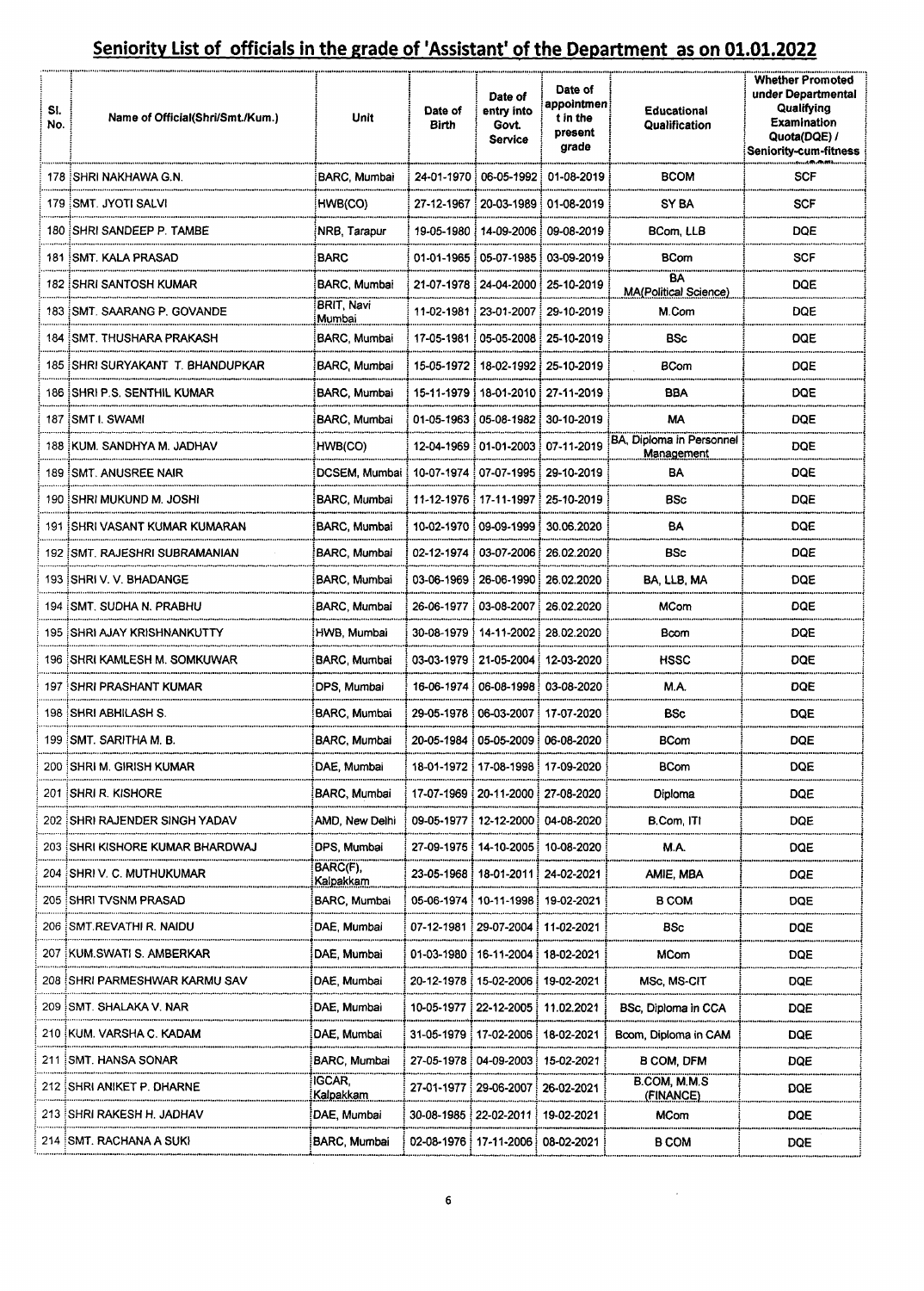## Seniority List of officials in the grade of 'Assistant' of the Department as on 01.01.2022

| Sl. No. | Name of Official(Shri/Smt./Kum.) | Unit | Date of Birth | Date of entry into Govt. Service | Date of appointment in the present grade | Educational Qualification | Whether Promoted under Departmental Qualifying Examination Quota(DQE) / Seniority-cum-fitness |
|---|---|---|---|---|---|---|---|
| 178 | SHRI NAKHAWA G.N. | BARC, Mumbai | 24-01-1970 | 06-05-1992 | 01-08-2019 | BCOM | SCF |
| 179 | SMT. JYOTI SALVI | HWB(CO) | 27-12-1967 | 20-03-1989 | 01-08-2019 | SY BA | SCF |
| 180 | SHRI SANDEEP P. TAMBE | NRB, Tarapur | 19-05-1980 | 14-09-2006 | 09-08-2019 | BCom, LLB | DQE |
| 181 | SMT. KALA PRASAD | BARC | 01-01-1965 | 05-07-1985 | 03-09-2019 | BCom | SCF |
| 182 | SHRI SANTOSH KUMAR | BARC, Mumbai | 21-07-1978 | 24-04-2000 | 25-10-2019 | BA MA(Political Science) | DQE |
| 183 | SMT. SAARANG P. GOVANDE | BRIT, Navi Mumbai | 11-02-1981 | 23-01-2007 | 29-10-2019 | M.Com | DQE |
| 184 | SMT. THUSHARA PRAKASH | BARC, Mumbai | 17-05-1981 | 05-05-2008 | 25-10-2019 | BSc | DQE |
| 185 | SHRI SURYAKANT T. BHANDUPKAR | BARC, Mumbai | 15-05-1972 | 18-02-1992 | 25-10-2019 | BCom | DQE |
| 186 | SHRI P.S. SENTHIL KUMAR | BARC, Mumbai | 15-11-1979 | 18-01-2010 | 27-11-2019 | BBA | DQE |
| 187 | SMT I. SWAMI | BARC, Mumbai | 01-05-1963 | 05-08-1982 | 30-10-2019 | MA | DQE |
| 188 | KUM. SANDHYA M. JADHAV | HWB(CO) | 12-04-1969 | 01-01-2003 | 07-11-2019 | BA, Diploma in Personnel Management | DQE |
| 189 | SMT. ANUSREE NAIR | DCSEM, Mumbai | 10-07-1974 | 07-07-1995 | 29-10-2019 | BA | DQE |
| 190 | SHRI MUKUND M. JOSHI | BARC, Mumbai | 11-12-1976 | 17-11-1997 | 25-10-2019 | BSc | DQE |
| 191 | SHRI VASANT KUMAR KUMARAN | BARC, Mumbai | 10-02-1970 | 09-09-1999 | 30.06.2020 | BA | DQE |
| 192 | SMT. RAJESHRI SUBRAMANIAN | BARC, Mumbai | 02-12-1974 | 03-07-2006 | 26.02.2020 | BSc | DQE |
| 193 | SHRI V. V. BHADANGE | BARC, Mumbai | 03-06-1969 | 26-06-1990 | 26.02.2020 | BA, LLB, MA | DQE |
| 194 | SMT. SUDHA N. PRABHU | BARC, Mumbai | 26-06-1977 | 03-08-2007 | 26.02.2020 | MCom | DQE |
| 195 | SHRI AJAY KRISHNANKUTTY | HWB, Mumbai | 30-08-1979 | 14-11-2002 | 28.02.2020 | Bcom | DQE |
| 196 | SHRI KAMLESH M. SOMKUWAR | BARC, Mumbai | 03-03-1979 | 21-05-2004 | 12-03-2020 | HSSC | DQE |
| 197 | SHRI PRASHANT KUMAR | DPS, Mumbai | 16-06-1974 | 06-08-1998 | 03-08-2020 | M.A. | DQE |
| 198 | SHRI ABHILASH S. | BARC, Mumbai | 29-05-1978 | 06-03-2007 | 17-07-2020 | BSc | DQE |
| 199 | SMT. SARITHA M. B. | BARC, Mumbai | 20-05-1984 | 05-05-2009 | 06-08-2020 | BCom | DQE |
| 200 | SHRI M. GIRISH KUMAR | DAE, Mumbai | 18-01-1972 | 17-08-1998 | 17-09-2020 | BCom | DQE |
| 201 | SHRI R. KISHORE | BARC, Mumbai | 17-07-1969 | 20-11-2000 | 27-08-2020 | Diploma | DQE |
| 202 | SHRI RAJENDER SINGH YADAV | AMD, New Delhi | 09-05-1977 | 12-12-2000 | 04-08-2020 | B.Com, ITI | DQE |
| 203 | SHRI KISHORE KUMAR BHARDWAJ | DPS, Mumbai | 27-09-1975 | 14-10-2005 | 10-08-2020 | M.A. | DQE |
| 204 | SHRI V. C. MUTHUKUMAR | BARC(F), Kalpakkam | 23-05-1968 | 18-01-2011 | 24-02-2021 | AMIE, MBA | DQE |
| 205 | SHRI TVSNM PRASAD | BARC, Mumbai | 05-06-1974 | 10-11-1998 | 19-02-2021 | B COM | DQE |
| 206 | SMT.REVATHI R. NAIDU | DAE, Mumbai | 07-12-1981 | 29-07-2004 | 11-02-2021 | BSc | DQE |
| 207 | KUM.SWATI S. AMBERKAR | DAE, Mumbai | 01-03-1980 | 16-11-2004 | 18-02-2021 | MCom | DQE |
| 208 | SHRI PARMESHWAR KARMU SAV | DAE, Mumbai | 20-12-1978 | 15-02-2006 | 19-02-2021 | MSc, MS-CIT | DQE |
| 209 | SMT. SHALAKA V. NAR | DAE, Mumbai | 10-05-1977 | 22-12-2005 | 11.02.2021 | BSc, Diploma in CCA | DQE |
| 210 | KUM. VARSHA C. KADAM | DAE, Mumbai | 31-05-1979 | 17-02-2006 | 18-02-2021 | Bcom, Diploma in CAM | DQE |
| 211 | SMT. HANSA SONAR | BARC, Mumbai | 27-05-1978 | 04-09-2003 | 15-02-2021 | B COM, DFM | DQE |
| 212 | SHRI ANIKET P. DHARNE | IGCAR, Kalpakkam | 27-01-1977 | 29-06-2007 | 26-02-2021 | B.COM, M.M.S (FINANCE) | DQE |
| 213 | SHRI RAKESH H. JADHAV | DAE, Mumbai | 30-08-1985 | 22-02-2011 | 19-02-2021 | MCom | DQE |
| 214 | SMT. RACHANA A SUKI | BARC, Mumbai | 02-08-1976 | 17-11-2006 | 08-02-2021 | B COM | DQE |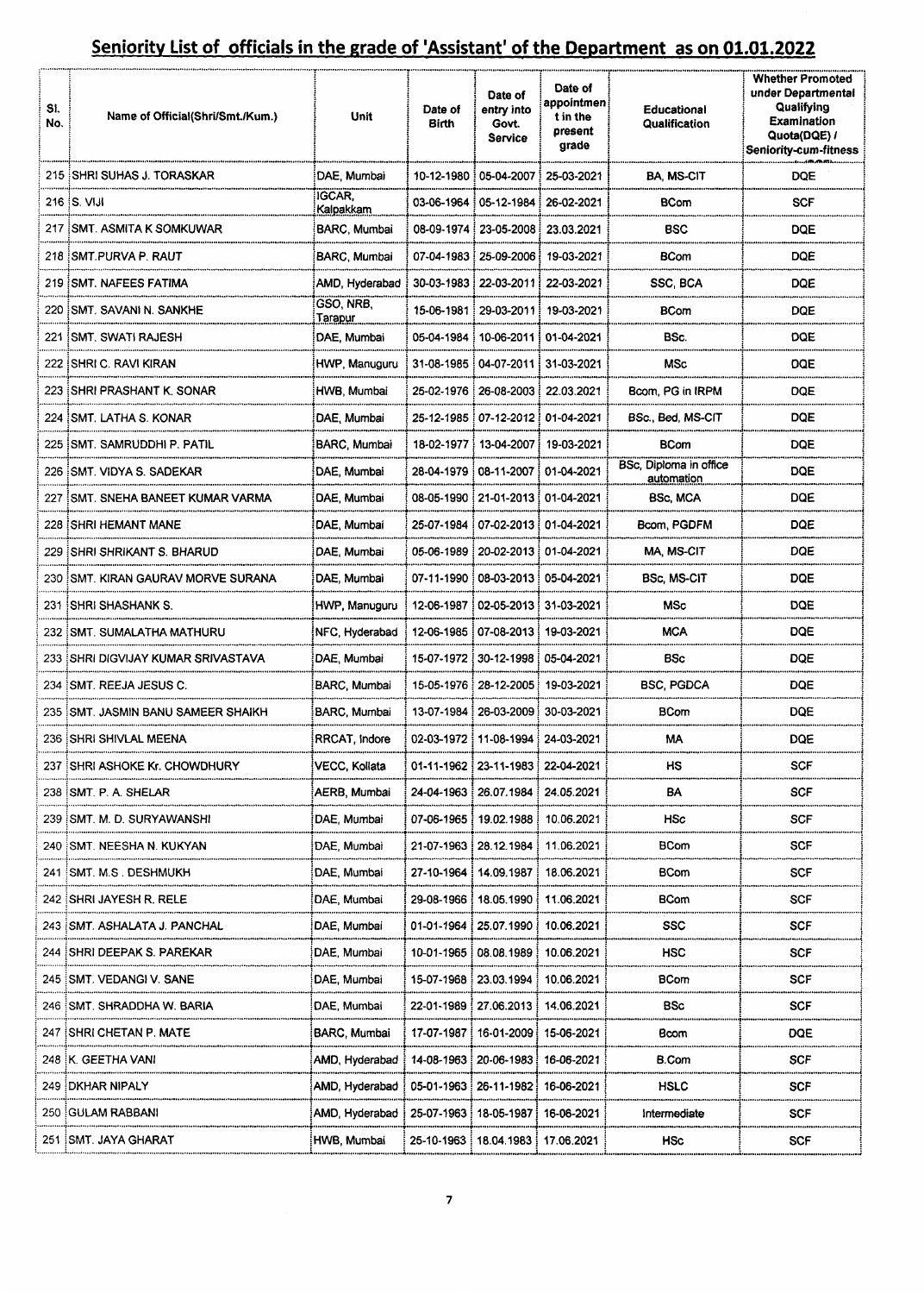## Seniority List of officials in the grade of 'Assistant' of the Department as on 01.01.2022

| Sl. No. | Name of Official(Shri/Smt./Kum.) | Unit | Date of Birth | Date of entry into Govt. Service | Date of appointment in the present grade | Educational Qualification | Whether Promoted under Departmental Qualifying Examination Quota(DQE) / Seniority-cum-fitness |
|---|---|---|---|---|---|---|---|
| 215 | SHRI SUHAS J. TORASKAR | DAE, Mumbai | 10-12-1980 | 05-04-2007 | 25-03-2021 | BA, MS-CIT | DQE |
| 216 | S. VIJI | IGCAR, Kalpakkam | 03-06-1964 | 05-12-1984 | 26-02-2021 | BCom | SCF |
| 217 | SMT. ASMITA K SOMKUWAR | BARC, Mumbai | 08-09-1974 | 23-05-2008 | 23.03.2021 | BSC | DQE |
| 218 | SMT.PURVA P. RAUT | BARC, Mumbai | 07-04-1983 | 25-09-2006 | 19-03-2021 | BCom | DQE |
| 219 | SMT. NAFEES FATIMA | AMD, Hyderabad | 30-03-1983 | 22-03-2011 | 22-03-2021 | SSC, BCA | DQE |
| 220 | SMT. SAVANI N. SANKHE | GSO, NRB, Tarapur | 15-06-1981 | 29-03-2011 | 19-03-2021 | BCom | DQE |
| 221 | SMT. SWATI RAJESH | DAE, Mumbai | 05-04-1984 | 10-06-2011 | 01-04-2021 | BSc. | DQE |
| 222 | SHRI C. RAVI KIRAN | HWP, Manuguru | 31-08-1985 | 04-07-2011 | 31-03-2021 | MSc | DQE |
| 223 | SHRI PRASHANT K. SONAR | HWB, Mumbai | 25-02-1976 | 26-08-2003 | 22.03.2021 | Bcom, PG in IRPM | DQE |
| 224 | SMT. LATHA S. KONAR | DAE, Mumbai | 25-12-1985 | 07-12-2012 | 01-04-2021 | BSc., Bed, MS-CIT | DQE |
| 225 | SMT. SAMRUDDHI P. PATIL | BARC, Mumbai | 18-02-1977 | 13-04-2007 | 19-03-2021 | BCom | DQE |
| 226 | SMT. VIDYA S. SADEKAR | DAE, Mumbai | 28-04-1979 | 08-11-2007 | 01-04-2021 | BSc, Diploma in office automation | DQE |
| 227 | SMT. SNEHA BANEET KUMAR VARMA | DAE, Mumbai | 08-05-1990 | 21-01-2013 | 01-04-2021 | BSc, MCA | DQE |
| 228 | SHRI HEMANT MANE | DAE, Mumbai | 25-07-1984 | 07-02-2013 | 01-04-2021 | Bcom, PGDFM | DQE |
| 229 | SHRI SHRIKANT S. BHARUD | DAE, Mumbai | 05-06-1989 | 20-02-2013 | 01-04-2021 | MA, MS-CIT | DQE |
| 230 | SMT. KIRAN GAURAV MORVE SURANA | DAE, Mumbai | 07-11-1990 | 08-03-2013 | 05-04-2021 | BSc, MS-CIT | DQE |
| 231 | SHRI SHASHANK S. | HWP, Manuguru | 12-06-1987 | 02-05-2013 | 31-03-2021 | MSc | DQE |
| 232 | SMT. SUMALATHA MATHURU | NFC, Hyderabad | 12-06-1985 | 07-08-2013 | 19-03-2021 | MCA | DQE |
| 233 | SHRI DIGVIJAY KUMAR SRIVASTAVA | DAE, Mumbai | 15-07-1972 | 30-12-1998 | 05-04-2021 | BSc | DQE |
| 234 | SMT. REEJA JESUS C. | BARC, Mumbai | 15-05-1976 | 28-12-2005 | 19-03-2021 | BSC, PGDCA | DQE |
| 235 | SMT. JASMIN BANU SAMEER SHAIKH | BARC, Mumbai | 13-07-1984 | 26-03-2009 | 30-03-2021 | BCom | DQE |
| 236 | SHRI SHIVLAL MEENA | RRCAT, Indore | 02-03-1972 | 11-08-1994 | 24-03-2021 | MA | DQE |
| 237 | SHRI ASHOKE Kr. CHOWDHURY | VECC, Kolkata | 01-11-1962 | 23-11-1983 | 22-04-2021 | HS | SCF |
| 238 | SMT. P. A. SHELAR | AERB, Mumbai | 24-04-1963 | 26.07.1984 | 24.05.2021 | BA | SCF |
| 239 | SMT. M. D. SURYAWANSHI | DAE, Mumbai | 07-06-1965 | 19.02.1988 | 10.06.2021 | HSc | SCF |
| 240 | SMT. NEESHA N. KUKYAN | DAE, Mumbai | 21-07-1963 | 28.12.1984 | 11.06.2021 | BCom | SCF |
| 241 | SMT. M.S . DESHMUKH | DAE, Mumbai | 27-10-1964 | 14.09.1987 | 18.06.2021 | BCom | SCF |
| 242 | SHRI JAYESH R. RELE | DAE, Mumbai | 29-08-1966 | 18.05.1990 | 11.06.2021 | BCom | SCF |
| 243 | SMT. ASHALATA J. PANCHAL | DAE, Mumbai | 01-01-1964 | 25.07.1990 | 10.06.2021 | SSC | SCF |
| 244 | SHRI DEEPAK S. PAREKAR | DAE, Mumbai | 10-01-1965 | 08.08.1989 | 10.06.2021 | HSC | SCF |
| 245 | SMT. VEDANGI V. SANE | DAE, Mumbai | 15-07-1968 | 23.03.1994 | 10.06.2021 | BCom | SCF |
| 246 | SMT. SHRADDHA W. BARIA | DAE, Mumbai | 22-01-1989 | 27.06.2013 | 14.06.2021 | BSc | SCF |
| 247 | SHRI CHETAN P. MATE | BARC, Mumbai | 17-07-1987 | 16-01-2009 | 15-06-2021 | Bcom | DQE |
| 248 | K. GEETHA VANI | AMD, Hyderabad | 14-08-1963 | 20-06-1983 | 16-06-2021 | B.Com | SCF |
| 249 | DKHAR NIPALY | AMD, Hyderabad | 05-01-1963 | 26-11-1982 | 16-06-2021 | HSLC | SCF |
| 250 | GULAM RABBANI | AMD, Hyderabad | 25-07-1963 | 18-05-1987 | 16-06-2021 | Intermediate | SCF |
| 251 | SMT. JAYA GHARAT | HWB, Mumbai | 25-10-1963 | 18.04.1983 | 17.06.2021 | HSc | SCF |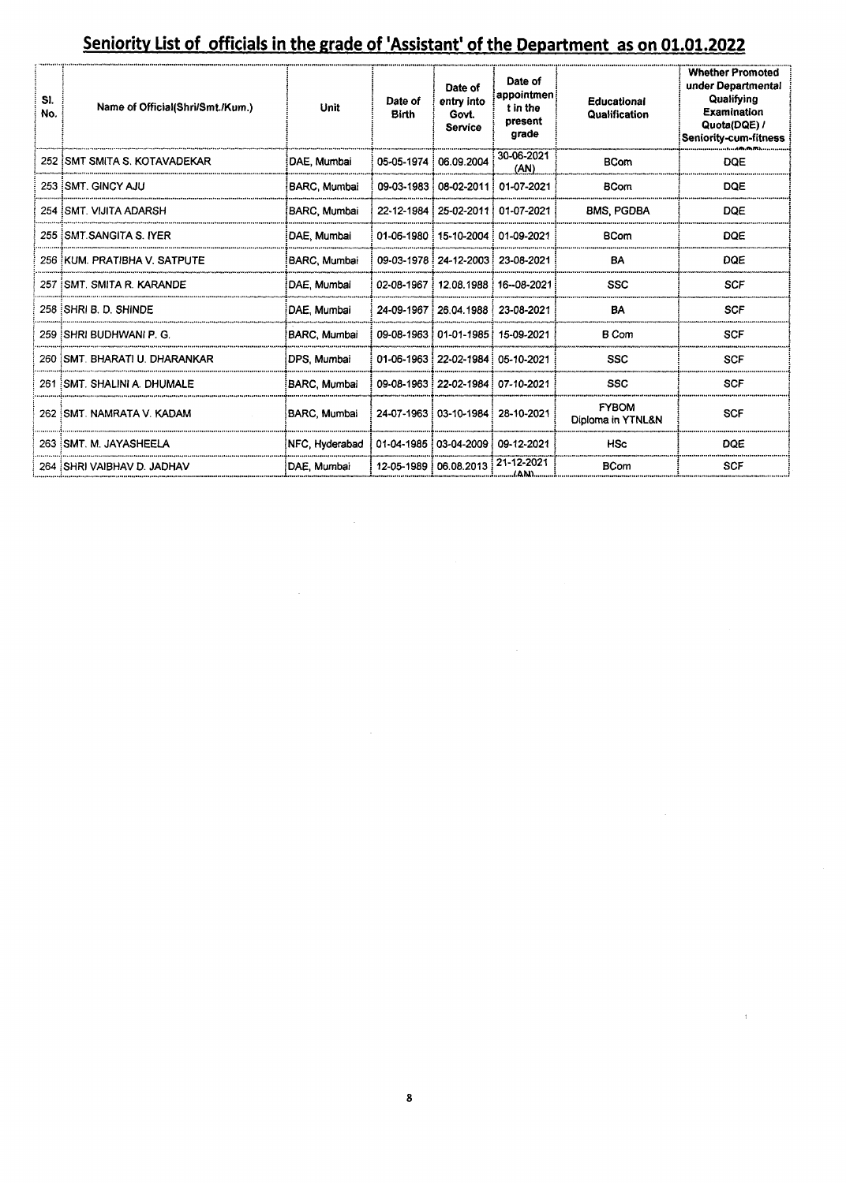# Seniority List of officials in the grade of 'Assistant' of the Department as on 01.01.2022

| Sl. No. | Name of Official(Shri/Smt./Kum.) | Unit | Date of Birth | Date of entry into Govt. Service | Date of appointment in the present grade | Educational Qualification | Whether Promoted under Departmental Qualifying Examination Quota(DQE) / Seniority-cum-fitness |
|---|---|---|---|---|---|---|---|
| 252 | SMT SMITA S. KOTAVADEKAR | DAE, Mumbai | 05-05-1974 | 06.09.2004 | 30-06-2021 (AN) | BCom | DQE |
| 253 | SMT. GINCY AJU | BARC, Mumbai | 09-03-1983 | 08-02-2011 | 01-07-2021 | BCom | DQE |
| 254 | SMT. VIJITA ADARSH | BARC, Mumbai | 22-12-1984 | 25-02-2011 | 01-07-2021 | BMS, PGDBA | DQE |
| 255 | SMT.SANGITA S. IYER | DAE, Mumbai | 01-06-1980 | 15-10-2004 | 01-09-2021 | BCom | DQE |
| 256 | KUM. PRATIBHA V. SATPUTE | BARC, Mumbai | 09-03-1978 | 24-12-2003 | 23-08-2021 | BA | DQE |
| 257 | SMT. SMITA R. KARANDE | DAE, Mumbai | 02-08-1967 | 12.08.1988 | 16--08-2021 | SSC | SCF |
| 258 | SHRI B. D. SHINDE | DAE, Mumbai | 24-09-1967 | 26.04.1988 | 23-08-2021 | BA | SCF |
| 259 | SHRI BUDHWANI P. G. | BARC, Mumbai | 09-08-1963 | 01-01-1985 | 15-09-2021 | B Com | SCF |
| 260 | SMT. BHARATI U. DHARANKAR | DPS, Mumbai | 01-06-1963 | 22-02-1984 | 05-10-2021 | SSC | SCF |
| 261 | SMT. SHALINI A. DHUMALE | BARC, Mumbai | 09-08-1963 | 22-02-1984 | 07-10-2021 | SSC | SCF |
| 262 | SMT. NAMRATA V. KADAM | BARC, Mumbai | 24-07-1963 | 03-10-1984 | 28-10-2021 | FYBOM Diploma in YTNL&N | SCF |
| 263 | SMT. M. JAYASHEELA | NFC, Hyderabad | 01-04-1985 | 03-04-2009 | 09-12-2021 | HSc | DQE |
| 264 | SHRI VAIBHAV D. JADHAV | DAE, Mumbai | 12-05-1989 | 06.08.2013 | 21-12-2021 (AN) | BCom | SCF |